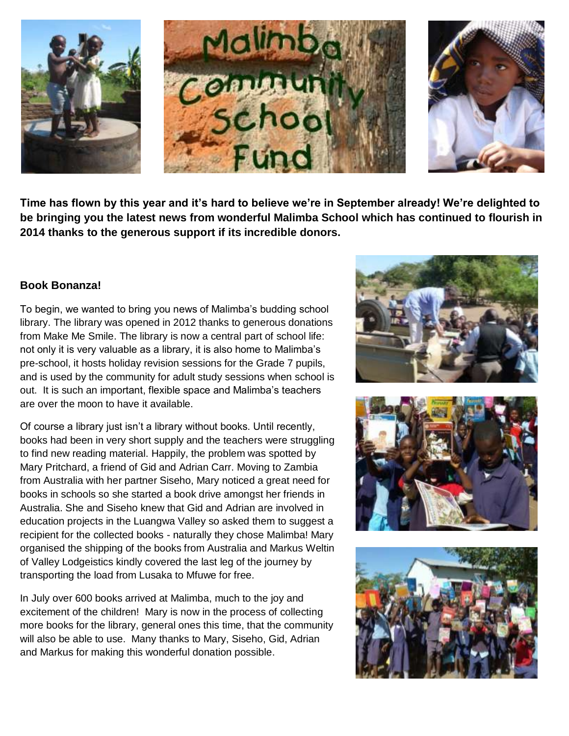# Malimba Community School Fund

**Time has flown by this year and it's hard to believe we're in September already! We're delighted to be bringing you the latest news from wonderful Malimba School which has continued to flourish in 2014 thanks to the generous support if its incredible donors.**

### Book Bonanza!

To begin, we wanted to bring you news of Malimba's budding school library. The library was opened in 2012 thanks to generous donations from Make Me Smile. The library is now a central part of school life: not only it is very valuable as a library, it is also home to Malimba's pre-school, it hosts holiday revision sessions for the Grade 7 pupils, and is used by the community for adult study sessions when school is out. It is such an important, flexible space and Malimba's teachers are over the moon to have it available.

Of course a library just isn't a library without books. Until recently, books had been in very short supply and the teachers were struggling to find new reading material. Happily, the problem was spotted by Mary Pritchard, a friend of Gid and Adrian Carr. Moving to Zambia from Australia with her partner Siseho, Mary noticed a great need for books in schools so she started a book drive amongst her friends in Australia. She and Siseho knew that Gid and Adrian are involved in education projects in the Luangwa Valley so asked them to suggest a recipient for the collected books - naturally they chose Malimba! Mary organised the shipping of the books from Australia and Markus Weltin of Valley Lodgeistics kindly covered the last leg of the journey by transporting the load from Lusaka to Mfuwe for free.

In July over 600 books arrived at Malimba, much to the joy and excitement of the children! Mary is now in the process of collecting more books for the library, general ones this time, that the community will also be able to use. Many thanks to Mary, Siseho, Gid, Adrian and Markus for making this wonderful donation possible.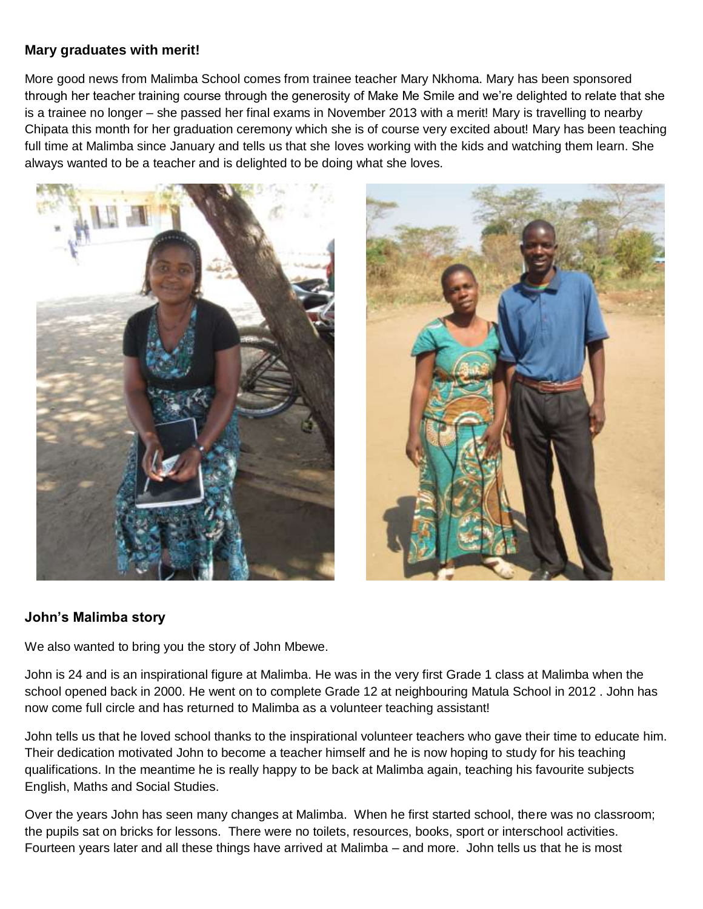**Mary graduates with merit!**

More good news from Malimba School comes from trainee teacher Mary Nkhoma. Mary has been sponsored through her teacher training course through the generosity of Make Me Smile and we're delighted to relate that she is a trainee no longer – she passed her final exams in November 2013 with a merit! Mary is travelling to nearby Chipata this month for her graduation ceremony which she is of course very excited about! Mary has been teaching full time at Malimba since January and tells us that she loves working with the kids and watching them learn. She always wanted to be a teacher and is delighted to be doing what she loves.

**John's Malimba story**

We also wanted to bring you the story of John Mbewe.

John is 24 and is an inspirational figure at Malimba. He was in the very first Grade 1 class at Malimba when the school opened back in 2000. He went on to complete Grade 12 at neighbouring Matula School in 2012 . John has now come full circle and has returned to Malimba as a volunteer teaching assistant!

John tells us that he loved school thanks to the inspirational volunteer teachers who gave their time to educate him. Their dedication motivated John to become a teacher himself and he is now hoping to study for his teaching qualifications. In the meantime he is really happy to be back at Malimba again, teaching his favourite subjects English, Maths and Social Studies.

Over the years John has seen many changes at Malimba. When he first started school, there was no classroom; the pupils sat on bricks for lessons. There were no toilets, resources, books, sport or interschool activities. Fourteen years later and all these things have arrived at Malimba – and more. John tells us that he is most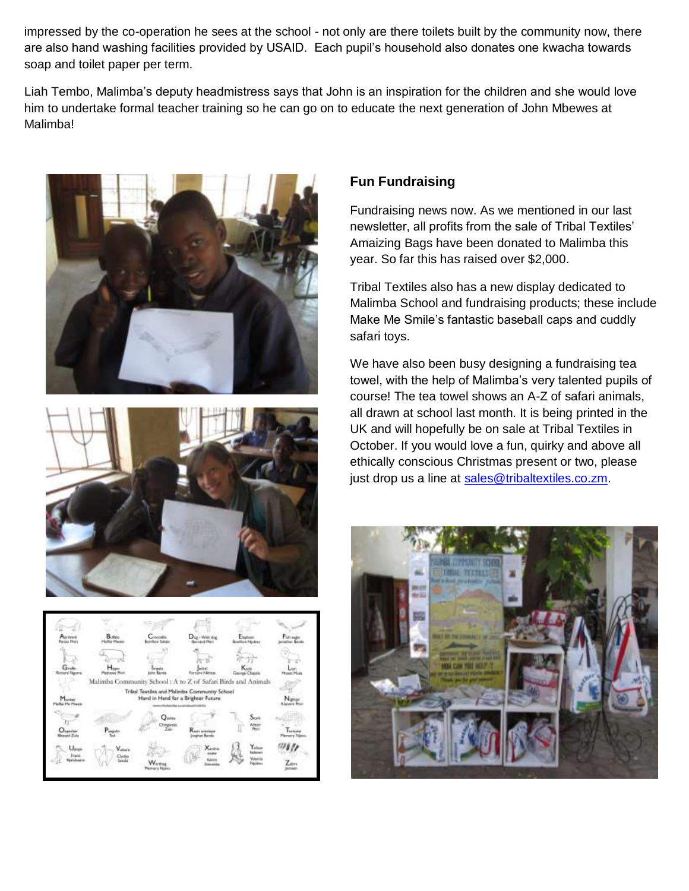impressed by the co-operation he sees at the school - not only are there toilets built by the community now, there are also hand washing facilities provided by USAID. Each pupil's household also donates one kwacha towards soap and toilet paper per term.

Liah Tembo, Malimba's deputy headmistress says that John is an inspiration for the children and she would love him to undertake formal teacher training so he can go on to educate the next generation of John Mbewes at Malimba!

## Fun Fundraising

Fundraising news now. As we mentioned in our last newsletter, all profits from the sale of Tribal Textiles' Amaizing Bags have been donated to Malimba this year. So far this has raised over $2,000.

Tribal Textiles also has a new display dedicated to Malimba School and fundraising products; these include Make Me Smile's fantastic baseball caps and cuddly safari toys.

We have also been busy designing a fundraising tea towel, with the help of Malimba's very talented pupils of course! The tea towel shows an A-Z of safari animals, all drawn at school last month. It is being printed in the UK and will hopefully be on sale at Tribal Textiles in October. If you would love a fun, quirky and above all ethically conscious Christmas present or two, please just drop us a line at sales@tribaltextiles.co.zm.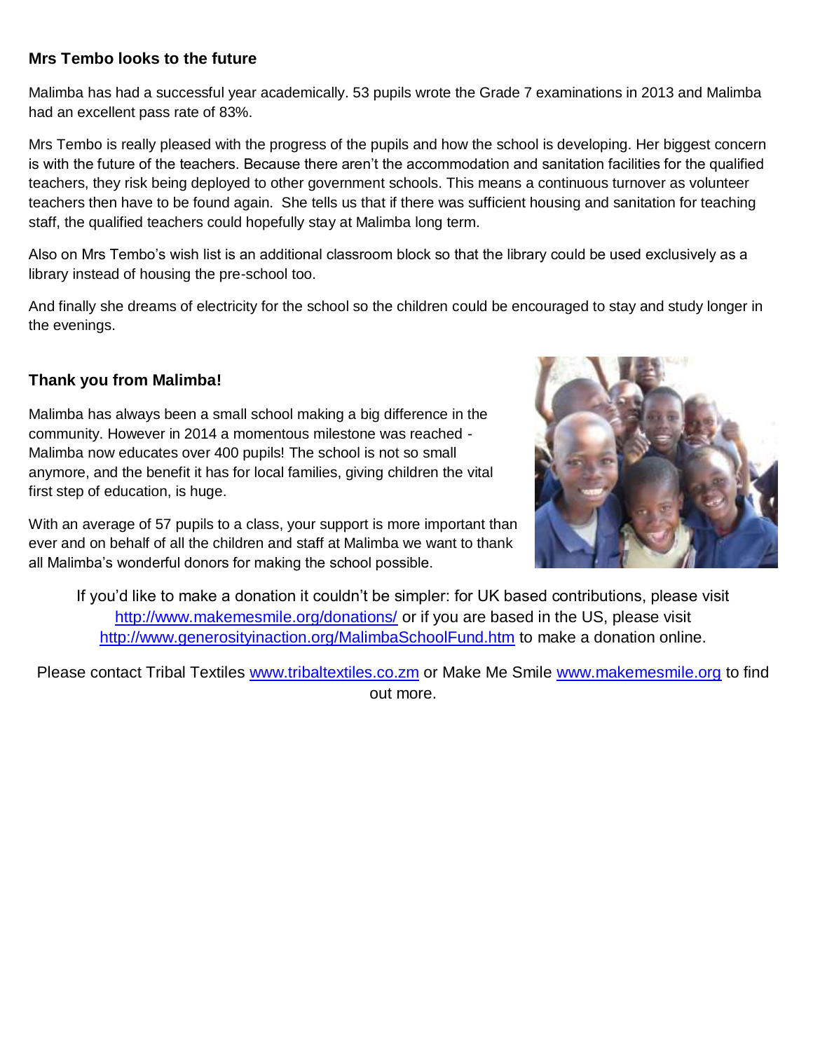### Mrs Tembo looks to the future

Malimba has had a successful year academically. 53 pupils wrote the Grade 7 examinations in 2013 and Malimba had an excellent pass rate of 83%.

Mrs Tembo is really pleased with the progress of the pupils and how the school is developing. Her biggest concern is with the future of the teachers. Because there aren't the accommodation and sanitation facilities for the qualified teachers, they risk being deployed to other government schools. This means a continuous turnover as volunteer teachers then have to be found again. She tells us that if there was sufficient housing and sanitation for teaching staff, the qualified teachers could hopefully stay at Malimba long term.

Also on Mrs Tembo's wish list is an additional classroom block so that the library could be used exclusively as a library instead of housing the pre-school too.

And finally she dreams of electricity for the school so the children could be encouraged to stay and study longer in the evenings.

### Thank you from Malimba!

Malimba has always been a small school making a big difference in the community. However in 2014 a momentous milestone was reached - Malimba now educates over 400 pupils! The school is not so small anymore, and the benefit it has for local families, giving children the vital first step of education, is huge.

With an average of 57 pupils to a class, your support is more important than ever and on behalf of all the children and staff at Malimba we want to thank all Malimba's wonderful donors for making the school possible.

If you'd like to make a donation it couldn't be simpler: for UK based contributions, please visit http://www.makemesmile.org/donations/ or if you are based in the US, please visit http://www.generosityinaction.org/MalimbaSchoolFund.htm to make a donation online.

Please contact Tribal Textiles www.tribaltextiles.co.zm or Make Me Smile www.makemesmile.org to find out more.